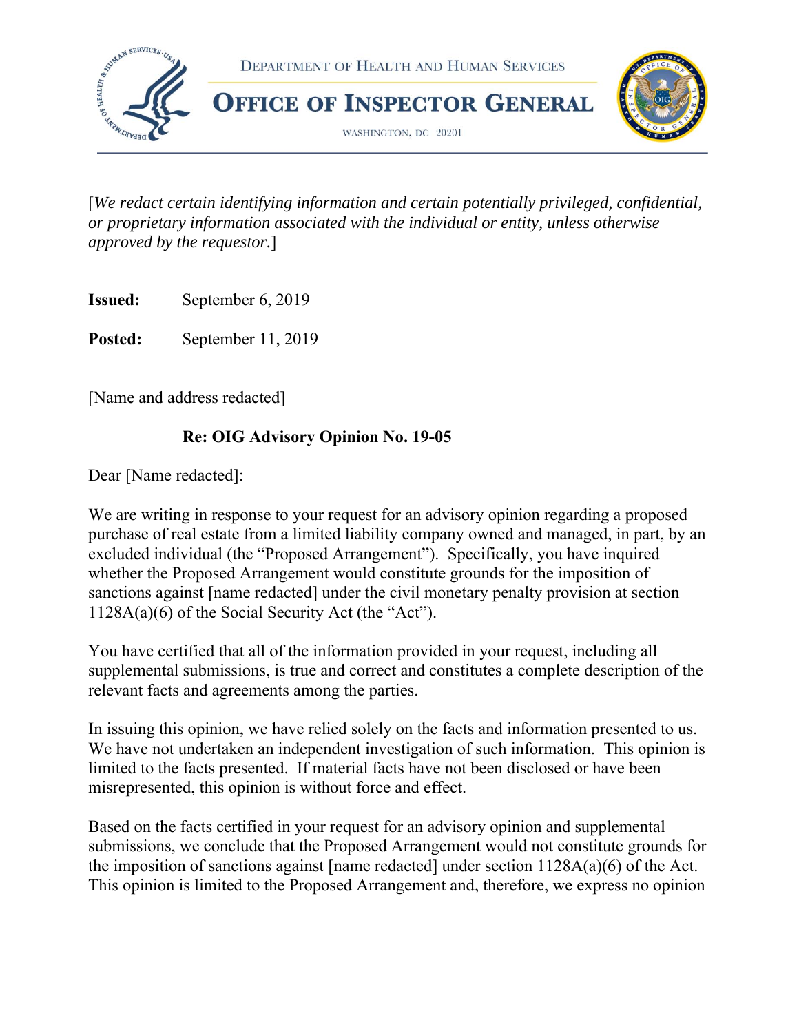DEPARTMENT OF HEALTH AND HUMAN SERVICES

# OFFICE OF INSPECTOR GENERAL

WASHINGTON, DC 20201

[*We redact certain identifying information and certain potentially privileged, confidential, or proprietary information associated with the individual or entity, unless otherwise approved by the requestor.*]

**Issued:** September 6, 2019

**Posted:** September 11, 2019

[Name and address redacted]

**Re: OIG Advisory Opinion No. 19-05**

Dear [Name redacted]:

We are writing in response to your request for an advisory opinion regarding a proposed purchase of real estate from a limited liability company owned and managed, in part, by an excluded individual (the "Proposed Arrangement"). Specifically, you have inquired whether the Proposed Arrangement would constitute grounds for the imposition of sanctions against [name redacted] under the civil monetary penalty provision at section 1128A(a)(6) of the Social Security Act (the "Act").

You have certified that all of the information provided in your request, including all supplemental submissions, is true and correct and constitutes a complete description of the relevant facts and agreements among the parties.

In issuing this opinion, we have relied solely on the facts and information presented to us. We have not undertaken an independent investigation of such information. This opinion is limited to the facts presented. If material facts have not been disclosed or have been misrepresented, this opinion is without force and effect.

Based on the facts certified in your request for an advisory opinion and supplemental submissions, we conclude that the Proposed Arrangement would not constitute grounds for the imposition of sanctions against [name redacted] under section 1128A(a)(6) of the Act. This opinion is limited to the Proposed Arrangement and, therefore, we express no opinion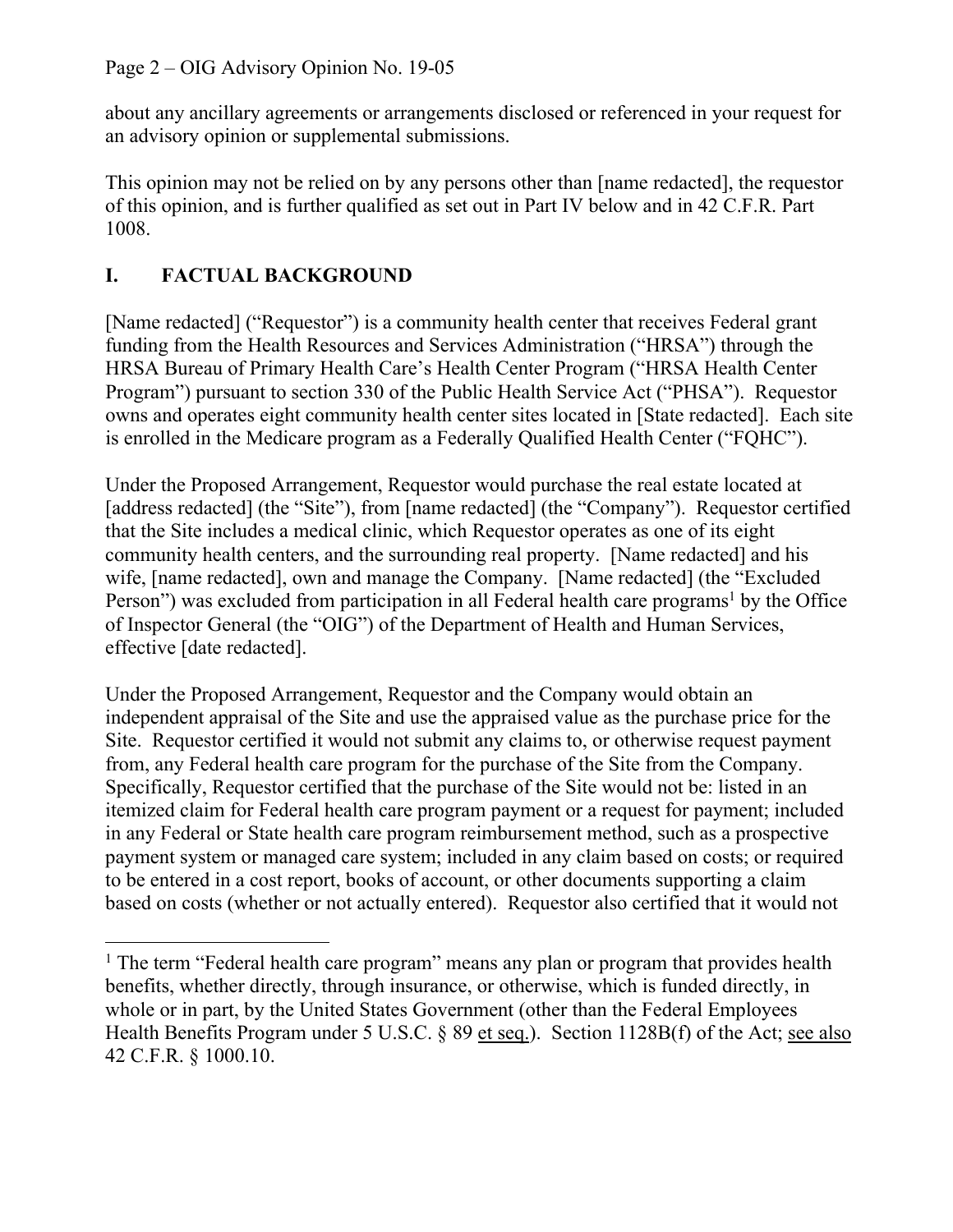about any ancillary agreements or arrangements disclosed or referenced in your request for an advisory opinion or supplemental submissions.

This opinion may not be relied on by any persons other than [name redacted], the requestor of this opinion, and is further qualified as set out in Part IV below and in 42 C.F.R. Part 1008.

## I. FACTUAL BACKGROUND

[Name redacted] ("Requestor") is a community health center that receives Federal grant funding from the Health Resources and Services Administration ("HRSA") through the HRSA Bureau of Primary Health Care's Health Center Program ("HRSA Health Center Program") pursuant to section 330 of the Public Health Service Act ("PHSA"). Requestor owns and operates eight community health center sites located in [State redacted]. Each site is enrolled in the Medicare program as a Federally Qualified Health Center ("FQHC").

Under the Proposed Arrangement, Requestor would purchase the real estate located at [address redacted] (the "Site"), from [name redacted] (the "Company"). Requestor certified that the Site includes a medical clinic, which Requestor operates as one of its eight community health centers, and the surrounding real property. [Name redacted] and his wife, [name redacted], own and manage the Company. [Name redacted] (the "Excluded Person") was excluded from participation in all Federal health care programs[1] by the Office of Inspector General (the "OIG") of the Department of Health and Human Services, effective [date redacted].

Under the Proposed Arrangement, Requestor and the Company would obtain an independent appraisal of the Site and use the appraised value as the purchase price for the Site. Requestor certified it would not submit any claims to, or otherwise request payment from, any Federal health care program for the purchase of the Site from the Company. Specifically, Requestor certified that the purchase of the Site would not be: listed in an itemized claim for Federal health care program payment or a request for payment; included in any Federal or State health care program reimbursement method, such as a prospective payment system or managed care system; included in any claim based on costs; or required to be entered in a cost report, books of account, or other documents supporting a claim based on costs (whether or not actually entered). Requestor also certified that it would not

---

[1] The term "Federal health care program" means any plan or program that provides health benefits, whether directly, through insurance, or otherwise, which is funded directly, in whole or in part, by the United States Government (other than the Federal Employees Health Benefits Program under 5 U.S.C. § 89 et seq.). Section 1128B(f) of the Act; see also 42 C.F.R. § 1000.10.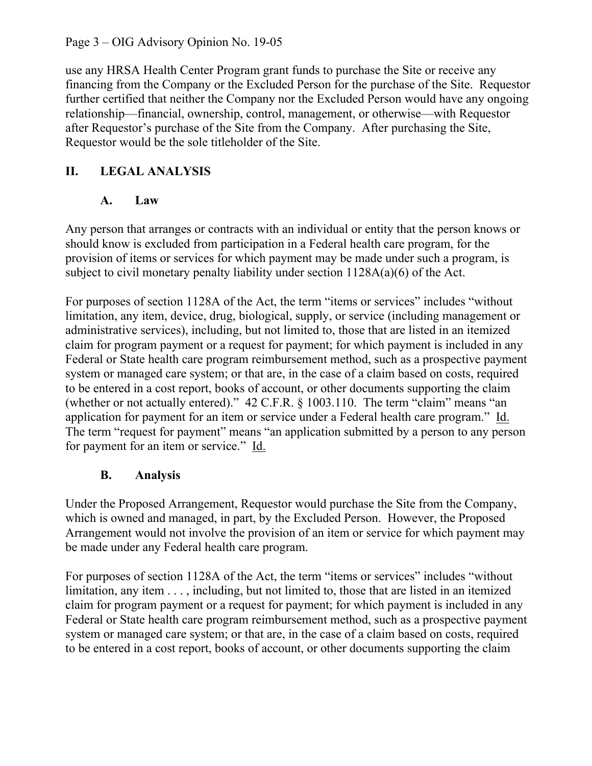use any HRSA Health Center Program grant funds to purchase the Site or receive any financing from the Company or the Excluded Person for the purchase of the Site. Requestor further certified that neither the Company nor the Excluded Person would have any ongoing relationship—financial, ownership, control, management, or otherwise—with Requestor after Requestor's purchase of the Site from the Company. After purchasing the Site, Requestor would be the sole titleholder of the Site.

## II. LEGAL ANALYSIS

### A. Law

Any person that arranges or contracts with an individual or entity that the person knows or should know is excluded from participation in a Federal health care program, for the provision of items or services for which payment may be made under such a program, is subject to civil monetary penalty liability under section 1128A(a)(6) of the Act.

For purposes of section 1128A of the Act, the term "items or services" includes "without limitation, any item, device, drug, biological, supply, or service (including management or administrative services), including, but not limited to, those that are listed in an itemized claim for program payment or a request for payment; for which payment is included in any Federal or State health care program reimbursement method, such as a prospective payment system or managed care system; or that are, in the case of a claim based on costs, required to be entered in a cost report, books of account, or other documents supporting the claim (whether or not actually entered)." 42 C.F.R. § 1003.110. The term "claim" means "an application for payment for an item or service under a Federal health care program." Id. The term "request for payment" means "an application submitted by a person to any person for payment for an item or service." Id.

### B. Analysis

Under the Proposed Arrangement, Requestor would purchase the Site from the Company, which is owned and managed, in part, by the Excluded Person. However, the Proposed Arrangement would not involve the provision of an item or service for which payment may be made under any Federal health care program.

For purposes of section 1128A of the Act, the term "items or services" includes "without limitation, any item . . . , including, but not limited to, those that are listed in an itemized claim for program payment or a request for payment; for which payment is included in any Federal or State health care program reimbursement method, such as a prospective payment system or managed care system; or that are, in the case of a claim based on costs, required to be entered in a cost report, books of account, or other documents supporting the claim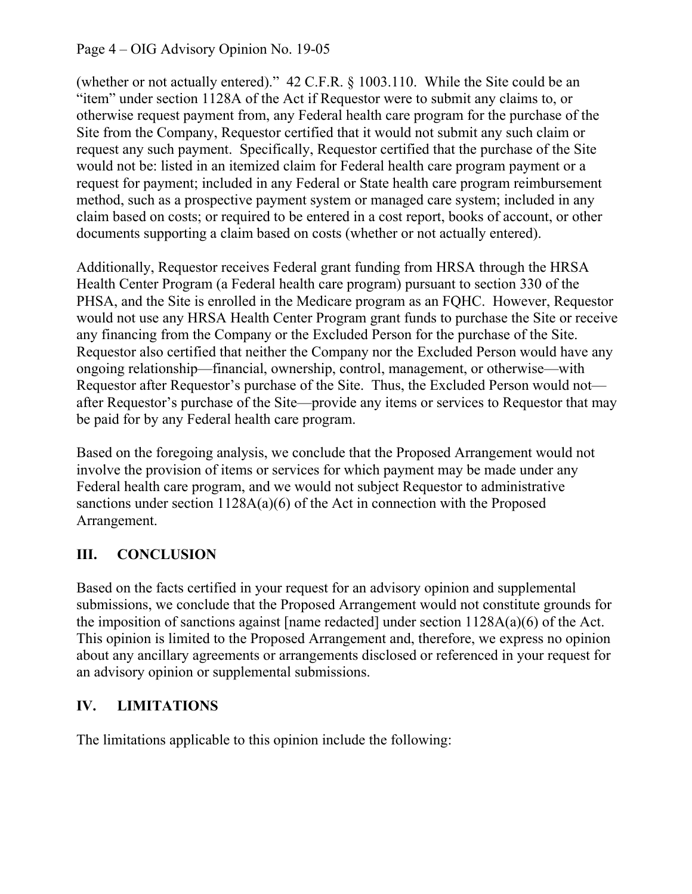(whether or not actually entered)." 42 C.F.R. § 1003.110. While the Site could be an "item" under section 1128A of the Act if Requestor were to submit any claims to, or otherwise request payment from, any Federal health care program for the purchase of the Site from the Company, Requestor certified that it would not submit any such claim or request any such payment. Specifically, Requestor certified that the purchase of the Site would not be: listed in an itemized claim for Federal health care program payment or a request for payment; included in any Federal or State health care program reimbursement method, such as a prospective payment system or managed care system; included in any claim based on costs; or required to be entered in a cost report, books of account, or other documents supporting a claim based on costs (whether or not actually entered).

Additionally, Requestor receives Federal grant funding from HRSA through the HRSA Health Center Program (a Federal health care program) pursuant to section 330 of the PHSA, and the Site is enrolled in the Medicare program as an FQHC. However, Requestor would not use any HRSA Health Center Program grant funds to purchase the Site or receive any financing from the Company or the Excluded Person for the purchase of the Site. Requestor also certified that neither the Company nor the Excluded Person would have any ongoing relationship—financial, ownership, control, management, or otherwise—with Requestor after Requestor's purchase of the Site. Thus, the Excluded Person would not—after Requestor's purchase of the Site—provide any items or services to Requestor that may be paid for by any Federal health care program.

Based on the foregoing analysis, we conclude that the Proposed Arrangement would not involve the provision of items or services for which payment may be made under any Federal health care program, and we would not subject Requestor to administrative sanctions under section 1128A(a)(6) of the Act in connection with the Proposed Arrangement.

## III. CONCLUSION

Based on the facts certified in your request for an advisory opinion and supplemental submissions, we conclude that the Proposed Arrangement would not constitute grounds for the imposition of sanctions against [name redacted] under section 1128A(a)(6) of the Act. This opinion is limited to the Proposed Arrangement and, therefore, we express no opinion about any ancillary agreements or arrangements disclosed or referenced in your request for an advisory opinion or supplemental submissions.

## IV. LIMITATIONS

The limitations applicable to this opinion include the following: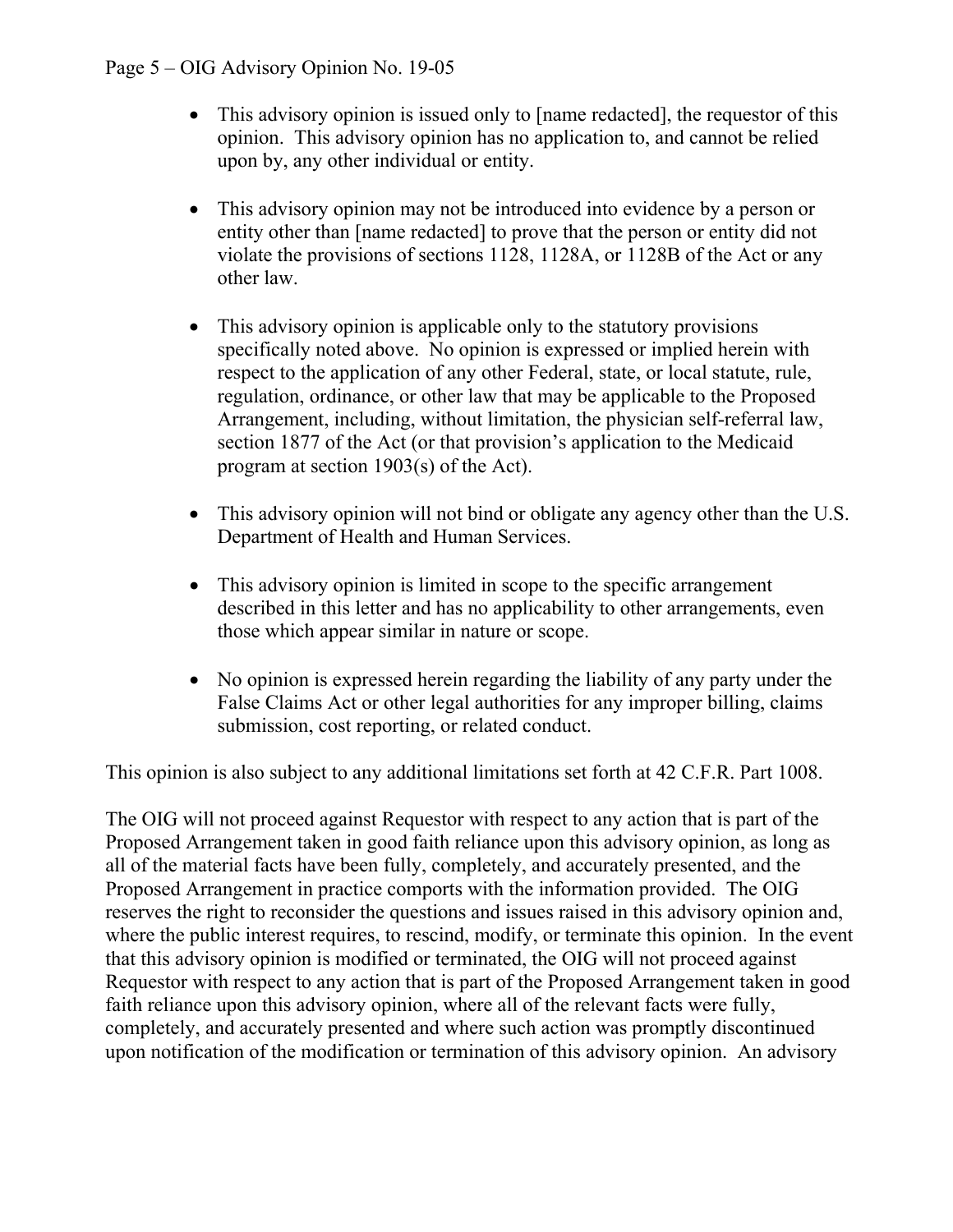- This advisory opinion is issued only to [name redacted], the requestor of this opinion. This advisory opinion has no application to, and cannot be relied upon by, any other individual or entity.

- This advisory opinion may not be introduced into evidence by a person or entity other than [name redacted] to prove that the person or entity did not violate the provisions of sections 1128, 1128A, or 1128B of the Act or any other law.

- This advisory opinion is applicable only to the statutory provisions specifically noted above. No opinion is expressed or implied herein with respect to the application of any other Federal, state, or local statute, rule, regulation, ordinance, or other law that may be applicable to the Proposed Arrangement, including, without limitation, the physician self-referral law, section 1877 of the Act (or that provision's application to the Medicaid program at section 1903(s) of the Act).

- This advisory opinion will not bind or obligate any agency other than the U.S. Department of Health and Human Services.

- This advisory opinion is limited in scope to the specific arrangement described in this letter and has no applicability to other arrangements, even those which appear similar in nature or scope.

- No opinion is expressed herein regarding the liability of any party under the False Claims Act or other legal authorities for any improper billing, claims submission, cost reporting, or related conduct.

This opinion is also subject to any additional limitations set forth at 42 C.F.R. Part 1008.

The OIG will not proceed against Requestor with respect to any action that is part of the Proposed Arrangement taken in good faith reliance upon this advisory opinion, as long as all of the material facts have been fully, completely, and accurately presented, and the Proposed Arrangement in practice comports with the information provided. The OIG reserves the right to reconsider the questions and issues raised in this advisory opinion and, where the public interest requires, to rescind, modify, or terminate this opinion. In the event that this advisory opinion is modified or terminated, the OIG will not proceed against Requestor with respect to any action that is part of the Proposed Arrangement taken in good faith reliance upon this advisory opinion, where all of the relevant facts were fully, completely, and accurately presented and where such action was promptly discontinued upon notification of the modification or termination of this advisory opinion. An advisory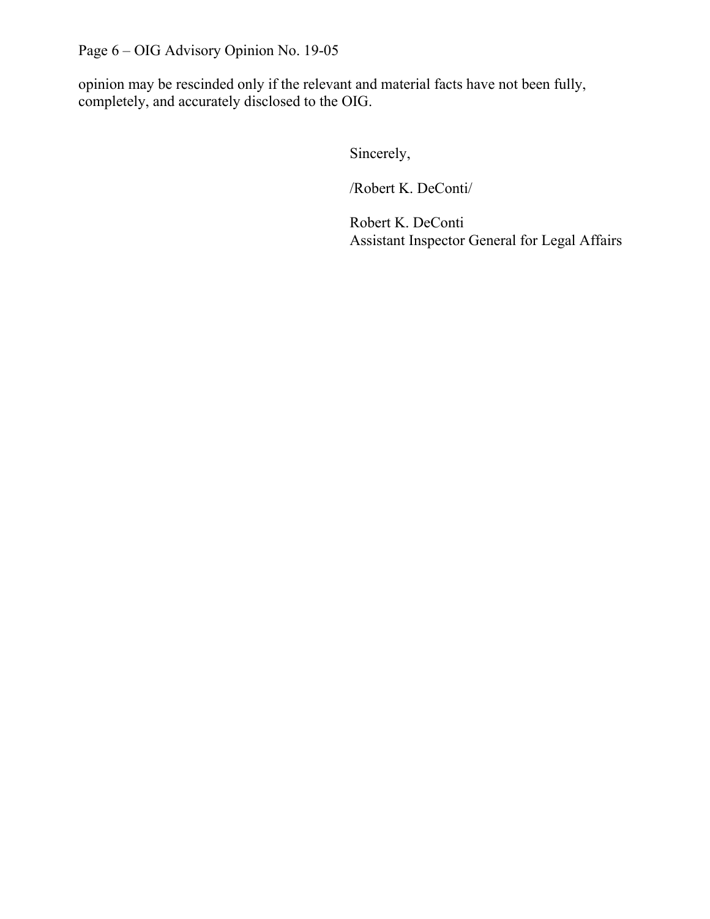opinion may be rescinded only if the relevant and material facts have not been fully, completely, and accurately disclosed to the OIG.

Sincerely,

/Robert K. DeConti/

Robert K. DeConti
Assistant Inspector General for Legal Affairs